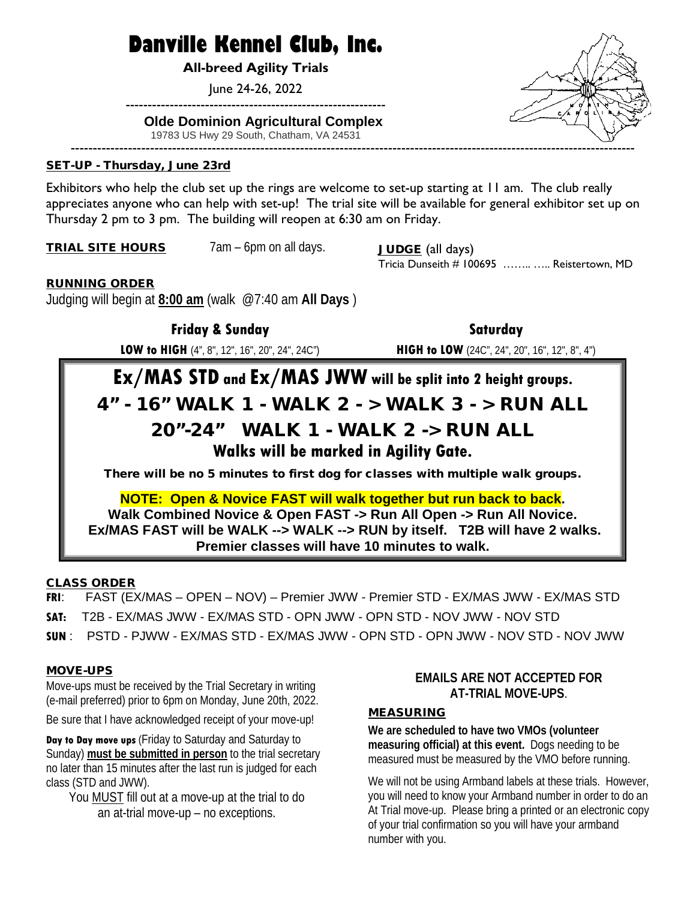# Danville Kennel Club, Inc.

**All-breed Agility Trials**

June 24-26, 2022

**Olde Dominion Agricultural Complex**

19783 US Hwy 29 South, Chatham, VA 24531

## SET-UP - Thursday, June 23rd

Exhibitors who help the club set up the rings are welcome to set-up starting at 11 am. The club really appreciates anyone who can help with set-up! The trial site will be available for general exhibitor set up on Thursday 2 pm to 3 pm. The building will reopen at 6:30 am on Friday.

**TRIAL SITE HOURS** 7am – 6pm on all days.

**JUDGE** (all days)
Tricia Dunseith # 100695 …….. ….. Reistertown, MD

## RUNNING ORDER

Judging will begin at **8:00 am** (walk @7:40 am **All Days** )

**Friday & Sunday**
**LOW to HIGH** (4", 8", 12", 16", 20", 24", 24C")

**Saturday**
**HIGH to LOW** (24C", 24", 20", 16", 12", 8", 4")

**Ex/MAS STD and Ex/MAS JWW will be split into 2 height groups.**

**4" - 16" WALK 1 - WALK 2 - > WALK 3 - > RUN ALL**

**20"-24" WALK 1 - WALK 2 -> RUN ALL**

**Walks will be marked in Agility Gate.**

**There will be no 5 minutes to first dog for classes with multiple walk groups.**

**NOTE: Open & Novice FAST will walk together but run back to back.**
**Walk Combined Novice & Open FAST -> Run All Open -> Run All Novice.**
**Ex/MAS FAST will be WALK --> WALK --> RUN by itself. T2B will have 2 walks.**
**Premier classes will have 10 minutes to walk.**

## CLASS ORDER

**FRI**: FAST (EX/MAS – OPEN – NOV) – Premier JWW - Premier STD - EX/MAS JWW - EX/MAS STD

**SAT:** T2B - EX/MAS JWW - EX/MAS STD - OPN JWW - OPN STD - NOV JWW - NOV STD

**SUN** : PSTD - PJWW - EX/MAS STD - EX/MAS JWW - OPN STD - OPN JWW - NOV STD - NOV JWW

## MOVE-UPS

Move-ups must be received by the Trial Secretary in writing (e-mail preferred) prior to 6pm on Monday, June 20th, 2022.

Be sure that I have acknowledged receipt of your move-up!

**Day to Day move ups** (Friday to Saturday and Saturday to Sunday) **must be submitted in person** to the trial secretary no later than 15 minutes after the last run is judged for each class (STD and JWW).

You MUST fill out at a move-up at the trial to do an at-trial move-up – no exceptions.

**EMAILS ARE NOT ACCEPTED FOR AT-TRIAL MOVE-UPS**.

## MEASURING

**We are scheduled to have two VMOs (volunteer measuring official) at this event.** Dogs needing to be measured must be measured by the VMO before running.

We will not be using Armband labels at these trials. However, you will need to know your Armband number in order to do an At Trial move-up. Please bring a printed or an electronic copy of your trial confirmation so you will have your armband number with you.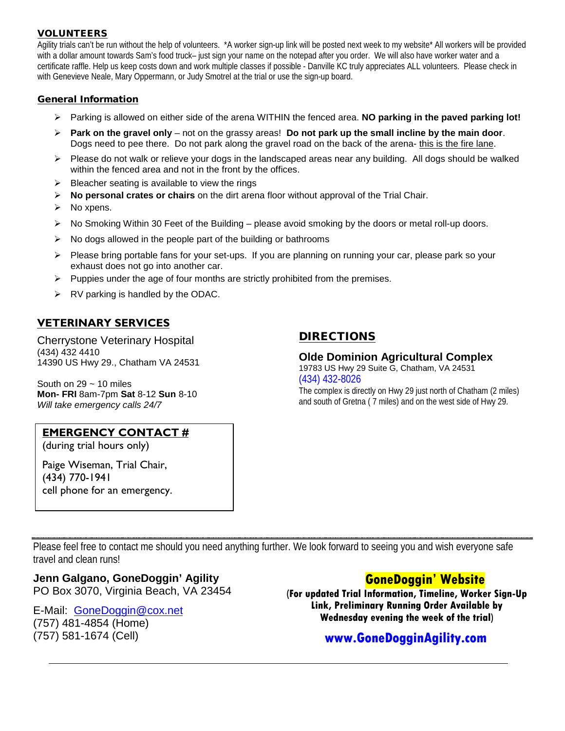## VOLUNTEERS

Agility trials can't be run without the help of volunteers. *A worker sign-up link will be posted next week to my website* All workers will be provided with a dollar amount towards Sam's food truck– just sign your name on the notepad after you order. We will also have worker water and a certificate raffle. Help us keep costs down and work multiple classes if possible - Danville KC truly appreciates ALL volunteers. Please check in with Genevieve Neale, Mary Oppermann, or Judy Smotrel at the trial or use the sign-up board.

## General Information

- Parking is allowed on either side of the arena WITHIN the fenced area. **NO parking in the paved parking lot!**
- **Park on the gravel only** – not on the grassy areas! **Do not park up the small incline by the main door**. Dogs need to pee there. Do not park along the gravel road on the back of the arena- this is the fire lane.
- Please do not walk or relieve your dogs in the landscaped areas near any building. All dogs should be walked within the fenced area and not in the front by the offices.
- Bleacher seating is available to view the rings
- **No personal crates or chairs** on the dirt arena floor without approval of the Trial Chair.
- No xpens.
- No Smoking Within 30 Feet of the Building – please avoid smoking by the doors or metal roll-up doors.
- No dogs allowed in the people part of the building or bathrooms
- Please bring portable fans for your set-ups. If you are planning on running your car, please park so your exhaust does not go into another car.
- Puppies under the age of four months are strictly prohibited from the premises.
- RV parking is handled by the ODAC.

## VETERINARY SERVICES

Cherrystone Veterinary Hospital
(434) 432 4410
14390 US Hwy 29., Chatham VA 24531

South on 29 ~ 10 miles
**Mon- FRI** 8am-7pm **Sat** 8-12 **Sun** 8-10
*Will take emergency calls 24/7*

## EMERGENCY CONTACT #

(during trial hours only)

Paige Wiseman, Trial Chair,
(434) 770-1941
cell phone for an emergency.

## DIRECTIONS

**Olde Dominion Agricultural Complex**
19783 US Hwy 29 Suite G, Chatham, VA 24531
(434) 432-8026
The complex is directly on Hwy 29 just north of Chatham (2 miles) and south of Gretna ( 7 miles) and on the west side of Hwy 29.

---

Please feel free to contact me should you need anything further. We look forward to seeing you and wish everyone safe travel and clean runs!

**Jenn Galgano, GoneDoggin' Agility**
PO Box 3070, Virginia Beach, VA 23454

E-Mail: GoneDoggin@cox.net
(757) 481-4854 (Home)
(757) 581-1674 (Cell)

**GoneDoggin' Website**
**(For updated Trial Information, Timeline, Worker Sign-Up Link, Preliminary Running Order Available by Wednesday evening the week of the trial)**

**www.GoneDogginAgility.com**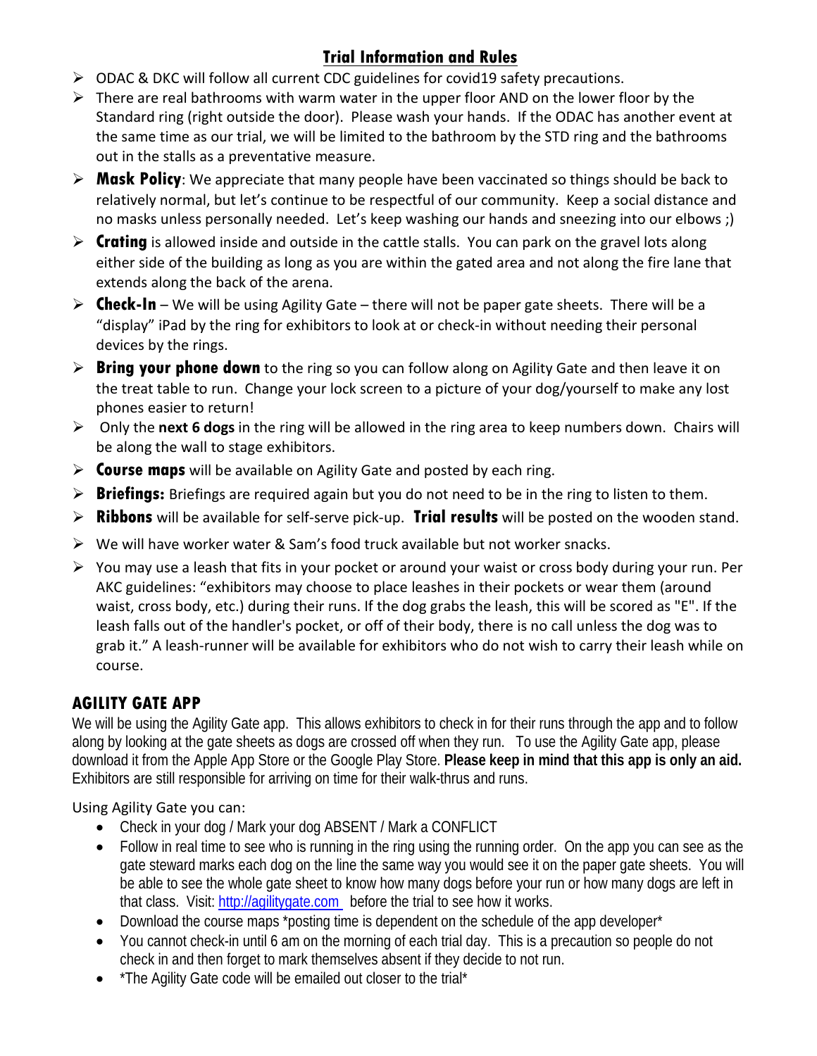## Trial Information and Rules

- ODAC & DKC will follow all current CDC guidelines for covid19 safety precautions.
- There are real bathrooms with warm water in the upper floor AND on the lower floor by the Standard ring (right outside the door). Please wash your hands. If the ODAC has another event at the same time as our trial, we will be limited to the bathroom by the STD ring and the bathrooms out in the stalls as a preventative measure.
- **Mask Policy**: We appreciate that many people have been vaccinated so things should be back to relatively normal, but let's continue to be respectful of our community. Keep a social distance and no masks unless personally needed. Let's keep washing our hands and sneezing into our elbows ;)
- **Crating** is allowed inside and outside in the cattle stalls. You can park on the gravel lots along either side of the building as long as you are within the gated area and not along the fire lane that extends along the back of the arena.
- **Check-In** – We will be using Agility Gate – there will not be paper gate sheets. There will be a "display" iPad by the ring for exhibitors to look at or check-in without needing their personal devices by the rings.
- **Bring your phone down** to the ring so you can follow along on Agility Gate and then leave it on the treat table to run. Change your lock screen to a picture of your dog/yourself to make any lost phones easier to return!
- Only the **next 6 dogs** in the ring will be allowed in the ring area to keep numbers down. Chairs will be along the wall to stage exhibitors.
- **Course maps** will be available on Agility Gate and posted by each ring.
- **Briefings:** Briefings are required again but you do not need to be in the ring to listen to them.
- **Ribbons** will be available for self-serve pick-up. **Trial results** will be posted on the wooden stand.
- We will have worker water & Sam's food truck available but not worker snacks.
- You may use a leash that fits in your pocket or around your waist or cross body during your run. Per AKC guidelines: "exhibitors may choose to place leashes in their pockets or wear them (around waist, cross body, etc.) during their runs. If the dog grabs the leash, this will be scored as "E". If the leash falls out of the handler's pocket, or off of their body, there is no call unless the dog was to grab it." A leash-runner will be available for exhibitors who do not wish to carry their leash while on course.

## AGILITY GATE APP

We will be using the Agility Gate app. This allows exhibitors to check in for their runs through the app and to follow along by looking at the gate sheets as dogs are crossed off when they run. To use the Agility Gate app, please download it from the Apple App Store or the Google Play Store. **Please keep in mind that this app is only an aid.** Exhibitors are still responsible for arriving on time for their walk-thrus and runs.

Using Agility Gate you can:

- Check in your dog / Mark your dog ABSENT / Mark a CONFLICT
- Follow in real time to see who is running in the ring using the running order. On the app you can see as the gate steward marks each dog on the line the same way you would see it on the paper gate sheets. You will be able to see the whole gate sheet to know how many dogs before your run or how many dogs are left in that class. Visit: [http://agilitygate.com](http://agilitygate.com) before the trial to see how it works.
- Download the course maps *posting time is dependent on the schedule of the app developer*
- You cannot check-in until 6 am on the morning of each trial day. This is a precaution so people do not check in and then forget to mark themselves absent if they decide to not run.
- *The Agility Gate code will be emailed out closer to the trial*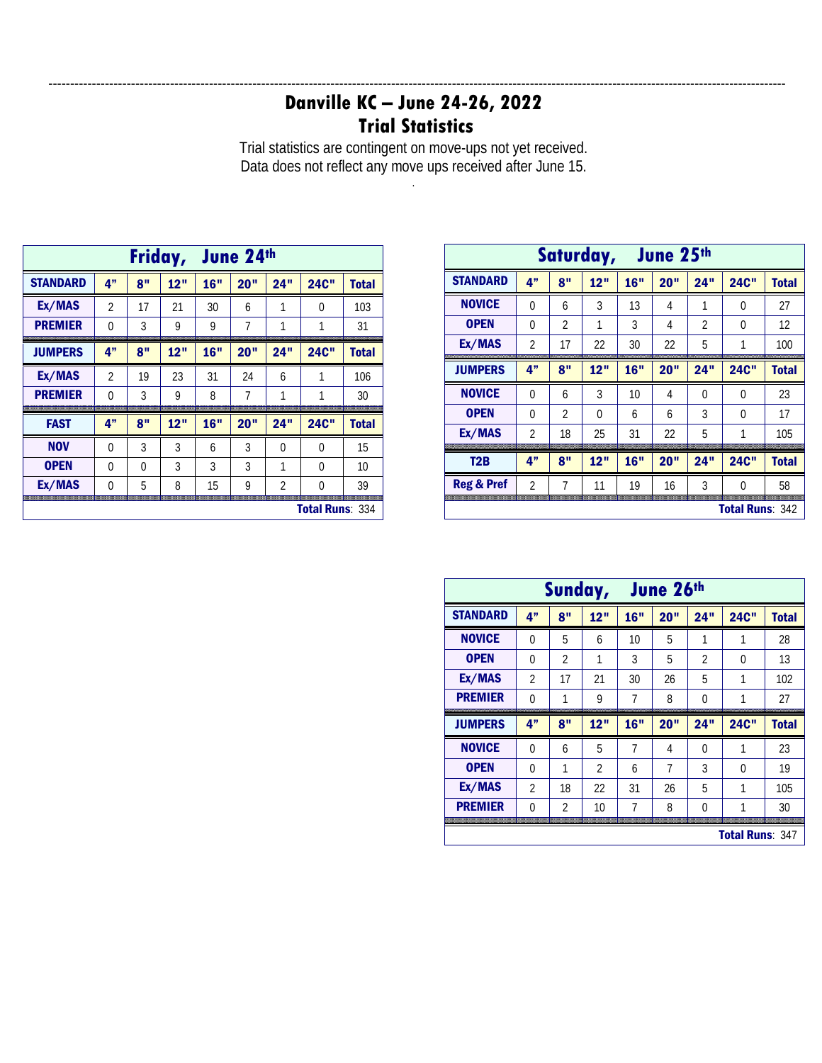## Danville KC – June 24-26, 2022
## Trial Statistics

Trial statistics are contingent on move-ups not yet received.
Data does not reflect any move ups received after June 15.

### Friday, June 24th

| STANDARD | 4" | 8" | 12" | 16" | 20" | 24" | 24C" | Total |
|---|---|---|---|---|---|---|---|---|
| Ex/MAS | 2 | 17 | 21 | 30 | 6 | 1 | 0 | 103 |
| PREMIER | 0 | 3 | 9 | 9 | 7 | 1 | 1 | 31 |
| **JUMPERS** | **4"** | **8"** | **12"** | **16"** | **20"** | **24"** | **24C"** | **Total** |
| Ex/MAS | 2 | 19 | 23 | 31 | 24 | 6 | 1 | 106 |
| PREMIER | 0 | 3 | 9 | 8 | 7 | 1 | 1 | 30 |
| **FAST** | **4"** | **8"** | **12"** | **16"** | **20"** | **24"** | **24C"** | **Total** |
| NOV | 0 | 3 | 3 | 6 | 3 | 0 | 0 | 15 |
| OPEN | 0 | 0 | 3 | 3 | 3 | 1 | 0 | 10 |
| Ex/MAS | 0 | 5 | 8 | 15 | 9 | 2 | 0 | 39 |

**Total Runs**: 334

### Saturday, June 25th

| STANDARD | 4" | 8" | 12" | 16" | 20" | 24" | 24C" | Total |
|---|---|---|---|---|---|---|---|---|
| NOVICE | 0 | 6 | 3 | 13 | 4 | 1 | 0 | 27 |
| OPEN | 0 | 2 | 1 | 3 | 4 | 2 | 0 | 12 |
| Ex/MAS | 2 | 17 | 22 | 30 | 22 | 5 | 1 | 100 |
| **JUMPERS** | **4"** | **8"** | **12"** | **16"** | **20"** | **24"** | **24C"** | **Total** |
| NOVICE | 0 | 6 | 3 | 10 | 4 | 0 | 0 | 23 |
| OPEN | 0 | 2 | 0 | 6 | 6 | 3 | 0 | 17 |
| Ex/MAS | 2 | 18 | 25 | 31 | 22 | 5 | 1 | 105 |
| **T2B** | **4"** | **8"** | **12"** | **16"** | **20"** | **24"** | **24C"** | **Total** |
| Reg & Pref | 2 | 7 | 11 | 19 | 16 | 3 | 0 | 58 |

**Total Runs**: 342

### Sunday, June 26th

| STANDARD | 4" | 8" | 12" | 16" | 20" | 24" | 24C" | Total |
|---|---|---|---|---|---|---|---|---|
| NOVICE | 0 | 5 | 6 | 10 | 5 | 1 | 1 | 28 |
| OPEN | 0 | 2 | 1 | 3 | 5 | 2 | 0 | 13 |
| Ex/MAS | 2 | 17 | 21 | 30 | 26 | 5 | 1 | 102 |
| PREMIER | 0 | 1 | 9 | 7 | 8 | 0 | 1 | 27 |
| **JUMPERS** | **4"** | **8"** | **12"** | **16"** | **20"** | **24"** | **24C"** | **Total** |
| NOVICE | 0 | 6 | 5 | 7 | 4 | 0 | 1 | 23 |
| OPEN | 0 | 1 | 2 | 6 | 7 | 3 | 0 | 19 |
| Ex/MAS | 2 | 18 | 22 | 31 | 26 | 5 | 1 | 105 |
| PREMIER | 0 | 2 | 10 | 7 | 8 | 0 | 1 | 30 |

**Total Runs**: 347